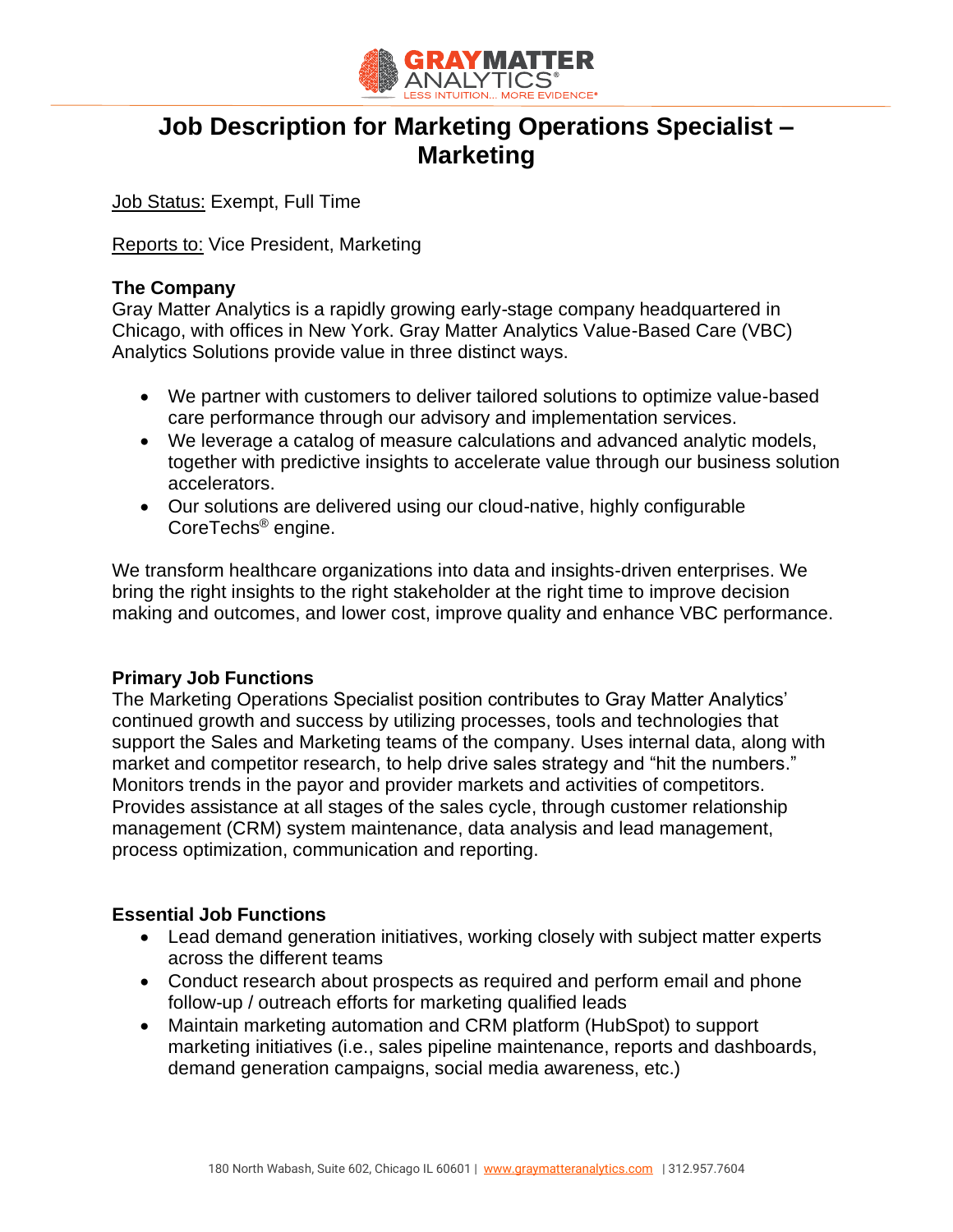# Job Description for Marketing Operations Specialist – Marketing

Job Status: Exempt, Full Time

Reports to: Vice President, Marketing

**The Company**

Gray Matter Analytics is a rapidly growing early-stage company headquartered in Chicago, with offices in New York. Gray Matter Analytics Value-Based Care (VBC) Analytics Solutions provide value in three distinct ways.

- We partner with customers to deliver tailored solutions to optimize value-based care performance through our advisory and implementation services.
- We leverage a catalog of measure calculations and advanced analytic models, together with predictive insights to accelerate value through our business solution accelerators.
- Our solutions are delivered using our cloud-native, highly configurable CoreTechs® engine.

We transform healthcare organizations into data and insights-driven enterprises. We bring the right insights to the right stakeholder at the right time to improve decision making and outcomes, and lower cost, improve quality and enhance VBC performance.

**Primary Job Functions**

The Marketing Operations Specialist position contributes to Gray Matter Analytics' continued growth and success by utilizing processes, tools and technologies that support the Sales and Marketing teams of the company. Uses internal data, along with market and competitor research, to help drive sales strategy and "hit the numbers." Monitors trends in the payor and provider markets and activities of competitors. Provides assistance at all stages of the sales cycle, through customer relationship management (CRM) system maintenance, data analysis and lead management, process optimization, communication and reporting.

**Essential Job Functions**

- Lead demand generation initiatives, working closely with subject matter experts across the different teams
- Conduct research about prospects as required and perform email and phone follow-up / outreach efforts for marketing qualified leads
- Maintain marketing automation and CRM platform (HubSpot) to support marketing initiatives (i.e., sales pipeline maintenance, reports and dashboards, demand generation campaigns, social media awareness, etc.)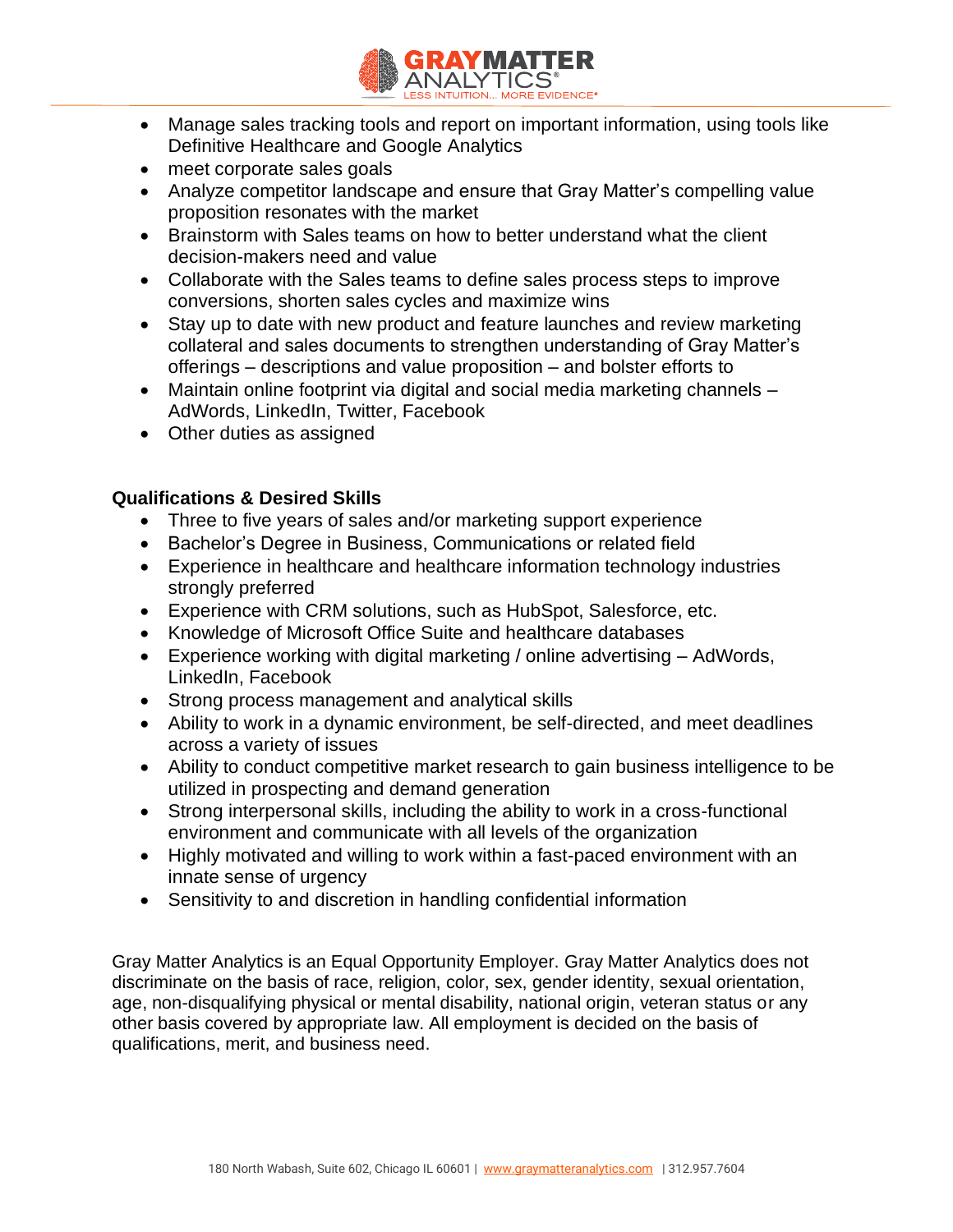- Manage sales tracking tools and report on important information, using tools like Definitive Healthcare and Google Analytics
- meet corporate sales goals
- Analyze competitor landscape and ensure that Gray Matter's compelling value proposition resonates with the market
- Brainstorm with Sales teams on how to better understand what the client decision-makers need and value
- Collaborate with the Sales teams to define sales process steps to improve conversions, shorten sales cycles and maximize wins
- Stay up to date with new product and feature launches and review marketing collateral and sales documents to strengthen understanding of Gray Matter's offerings – descriptions and value proposition – and bolster efforts to
- Maintain online footprint via digital and social media marketing channels – AdWords, LinkedIn, Twitter, Facebook
- Other duties as assigned

**Qualifications & Desired Skills**

- Three to five years of sales and/or marketing support experience
- Bachelor's Degree in Business, Communications or related field
- Experience in healthcare and healthcare information technology industries strongly preferred
- Experience with CRM solutions, such as HubSpot, Salesforce, etc.
- Knowledge of Microsoft Office Suite and healthcare databases
- Experience working with digital marketing / online advertising – AdWords, LinkedIn, Facebook
- Strong process management and analytical skills
- Ability to work in a dynamic environment, be self-directed, and meet deadlines across a variety of issues
- Ability to conduct competitive market research to gain business intelligence to be utilized in prospecting and demand generation
- Strong interpersonal skills, including the ability to work in a cross-functional environment and communicate with all levels of the organization
- Highly motivated and willing to work within a fast-paced environment with an innate sense of urgency
- Sensitivity to and discretion in handling confidential information

Gray Matter Analytics is an Equal Opportunity Employer. Gray Matter Analytics does not discriminate on the basis of race, religion, color, sex, gender identity, sexual orientation, age, non-disqualifying physical or mental disability, national origin, veteran status or any other basis covered by appropriate law. All employment is decided on the basis of qualifications, merit, and business need.